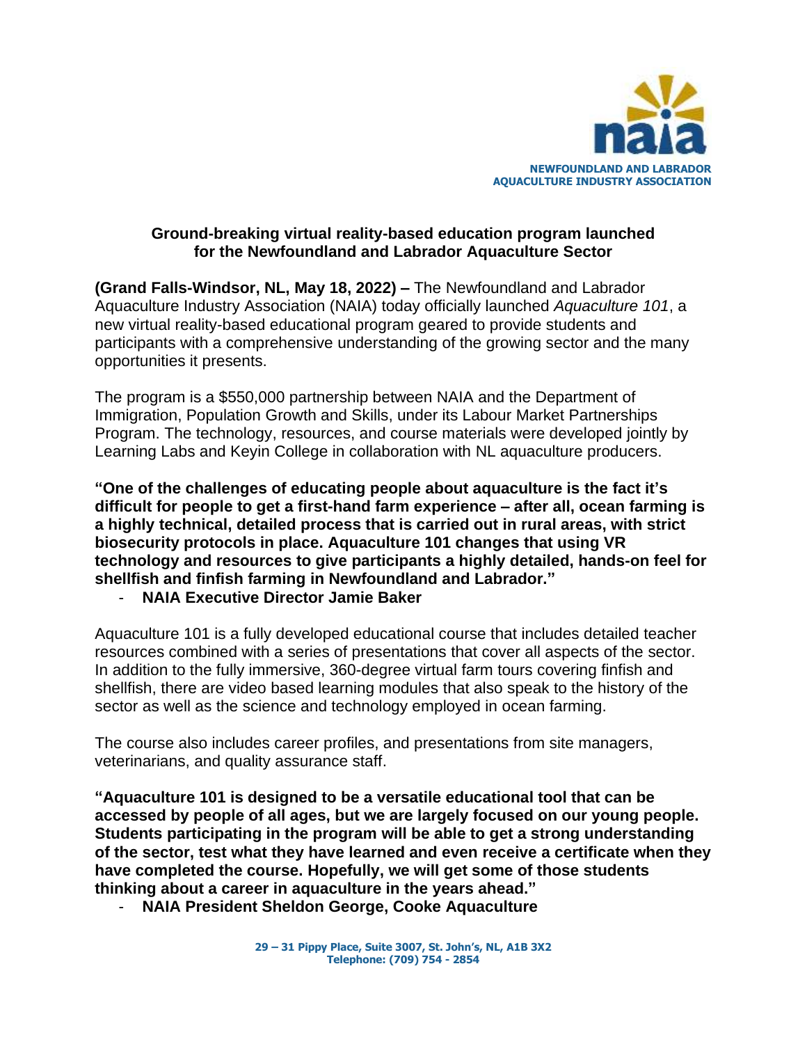NEWFOUNDLAND AND LABRADOR
AQUACULTURE INDUSTRY ASSOCIATION

## Ground-breaking virtual reality-based education program launched for the Newfoundland and Labrador Aquaculture Sector

**(Grand Falls-Windsor, NL, May 18, 2022) –** The Newfoundland and Labrador Aquaculture Industry Association (NAIA) today officially launched *Aquaculture 101*, a new virtual reality-based educational program geared to provide students and participants with a comprehensive understanding of the growing sector and the many opportunities it presents.

The program is a $550,000 partnership between NAIA and the Department of Immigration, Population Growth and Skills, under its Labour Market Partnerships Program. The technology, resources, and course materials were developed jointly by Learning Labs and Keyin College in collaboration with NL aquaculture producers.

**"One of the challenges of educating people about aquaculture is the fact it's difficult for people to get a first-hand farm experience – after all, ocean farming is a highly technical, detailed process that is carried out in rural areas, with strict biosecurity protocols in place. Aquaculture 101 changes that using VR technology and resources to give participants a highly detailed, hands-on feel for shellfish and finfish farming in Newfoundland and Labrador."**

- **NAIA Executive Director Jamie Baker**

Aquaculture 101 is a fully developed educational course that includes detailed teacher resources combined with a series of presentations that cover all aspects of the sector. In addition to the fully immersive, 360-degree virtual farm tours covering finfish and shellfish, there are video based learning modules that also speak to the history of the sector as well as the science and technology employed in ocean farming.

The course also includes career profiles, and presentations from site managers, veterinarians, and quality assurance staff.

**"Aquaculture 101 is designed to be a versatile educational tool that can be accessed by people of all ages, but we are largely focused on our young people. Students participating in the program will be able to get a strong understanding of the sector, test what they have learned and even receive a certificate when they have completed the course. Hopefully, we will get some of those students thinking about a career in aquaculture in the years ahead."**

- **NAIA President Sheldon George, Cooke Aquaculture**

29 – 31 Pippy Place, Suite 3007, St. John's, NL, A1B 3X2
Telephone: (709) 754 - 2854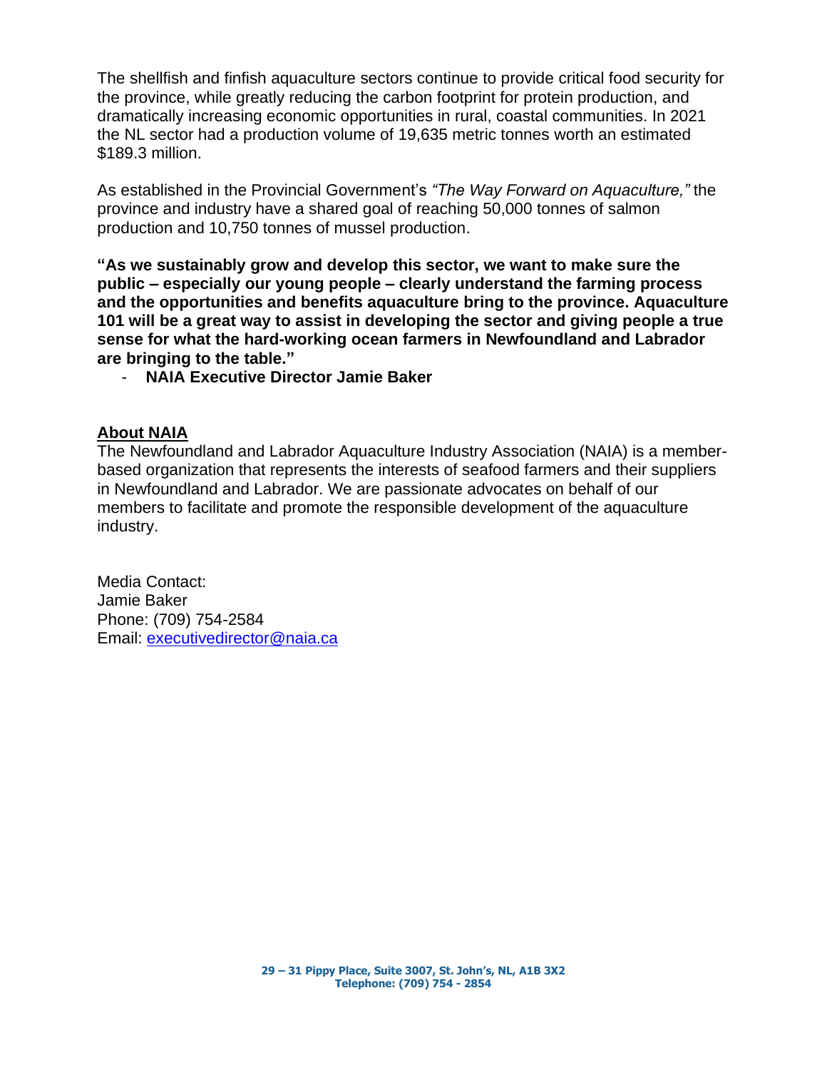The shellfish and finfish aquaculture sectors continue to provide critical food security for the province, while greatly reducing the carbon footprint for protein production, and dramatically increasing economic opportunities in rural, coastal communities. In 2021 the NL sector had a production volume of 19,635 metric tonnes worth an estimated $189.3 million.

As established in the Provincial Government's *"The Way Forward on Aquaculture,"* the province and industry have a shared goal of reaching 50,000 tonnes of salmon production and 10,750 tonnes of mussel production.

**"As we sustainably grow and develop this sector, we want to make sure the public – especially our young people – clearly understand the farming process and the opportunities and benefits aquaculture bring to the province. Aquaculture 101 will be a great way to assist in developing the sector and giving people a true sense for what the hard-working ocean farmers in Newfoundland and Labrador are bringing to the table."**

- **NAIA Executive Director Jamie Baker**

## About NAIA

The Newfoundland and Labrador Aquaculture Industry Association (NAIA) is a member-based organization that represents the interests of seafood farmers and their suppliers in Newfoundland and Labrador. We are passionate advocates on behalf of our members to facilitate and promote the responsible development of the aquaculture industry.

Media Contact:
Jamie Baker
Phone: (709) 754-2584
Email: executivedirector@naia.ca